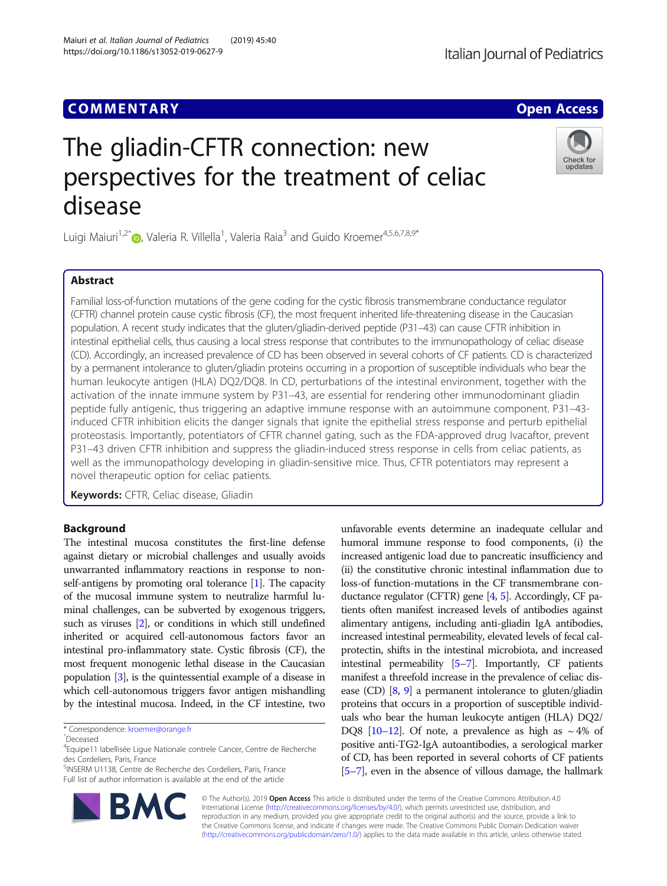COMMENTARY

Open Access

# The gliadin-CFTR connection: new perspectives for the treatment of celiac disease

Luigi Maiuri[1,2^], Valeria R. Villella[1], Valeria Raia[3] and Guido Kroemer[4,5,6,7,8,9*]

## Abstract

Familial loss-of-function mutations of the gene coding for the cystic fibrosis transmembrane conductance regulator (CFTR) channel protein cause cystic fibrosis (CF), the most frequent inherited life-threatening disease in the Caucasian population. A recent study indicates that the gluten/gliadin-derived peptide (P31–43) can cause CFTR inhibition in intestinal epithelial cells, thus causing a local stress response that contributes to the immunopathology of celiac disease (CD). Accordingly, an increased prevalence of CD has been observed in several cohorts of CF patients. CD is characterized by a permanent intolerance to gluten/gliadin proteins occurring in a proportion of susceptible individuals who bear the human leukocyte antigen (HLA) DQ2/DQ8. In CD, perturbations of the intestinal environment, together with the activation of the innate immune system by P31–43, are essential for rendering other immunodominant gliadin peptide fully antigenic, thus triggering an adaptive immune response with an autoimmune component. P31–43-induced CFTR inhibition elicits the danger signals that ignite the epithelial stress response and perturb epithelial proteostasis. Importantly, potentiators of CFTR channel gating, such as the FDA-approved drug Ivacaftor, prevent P31–43 driven CFTR inhibition and suppress the gliadin-induced stress response in cells from celiac patients, as well as the immunopathology developing in gliadin-sensitive mice. Thus, CFTR potentiators may represent a novel therapeutic option for celiac patients.

**Keywords:** CFTR, Celiac disease, Gliadin

## Background

The intestinal mucosa constitutes the first-line defense against dietary or microbial challenges and usually avoids unwarranted inflammatory reactions in response to non-self-antigens by promoting oral tolerance [1]. The capacity of the mucosal immune system to neutralize harmful luminal challenges, can be subverted by exogenous triggers, such as viruses [2], or conditions in which still undefined inherited or acquired cell-autonomous factors favor an intestinal pro-inflammatory state. Cystic fibrosis (CF), the most frequent monogenic lethal disease in the Caucasian population [3], is the quintessential example of a disease in which cell-autonomous triggers favor antigen mishandling by the intestinal mucosa. Indeed, in the CF intestine, two unfavorable events determine an inadequate cellular and humoral immune response to food components, (i) the increased antigenic load due to pancreatic insufficiency and (ii) the constitutive chronic intestinal inflammation due to loss-of function-mutations in the CF transmembrane conductance regulator (CFTR) gene [4, 5]. Accordingly, CF patients often manifest increased levels of antibodies against alimentary antigens, including anti-gliadin IgA antibodies, increased intestinal permeability, elevated levels of fecal calprotectin, shifts in the intestinal microbiota, and increased intestinal permeability [5–7]. Importantly, CF patients manifest a threefold increase in the prevalence of celiac disease (CD) [8, 9] a permanent intolerance to gluten/gliadin proteins that occurs in a proportion of susceptible individuals who bear the human leukocyte antigen (HLA) DQ2/DQ8 [10–12]. Of note, a prevalence as high as ~4% of positive anti-TG2-IgA autoantibodies, a serological marker of CD, has been reported in several cohorts of CF patients [5–7], even in the absence of villous damage, the hallmark

\* Correspondence: kroemer@orange.fr
^Deceased
[4]Equipe11 labellisée Ligue Nationale contrele Cancer, Centre de Recherche des Cordeliers, Paris, France
[5]INSERM U1138, Centre de Recherche des Cordeliers, Paris, France
Full list of author information is available at the end of the article

© The Author(s). 2019 **Open Access** This article is distributed under the terms of the Creative Commons Attribution 4.0 International License (http://creativecommons.org/licenses/by/4.0/), which permits unrestricted use, distribution, and reproduction in any medium, provided you give appropriate credit to the original author(s) and the source, provide a link to the Creative Commons license, and indicate if changes were made. The Creative Commons Public Domain Dedication waiver (http://creativecommons.org/publicdomain/zero/1.0/) applies to the data made available in this article, unless otherwise stated.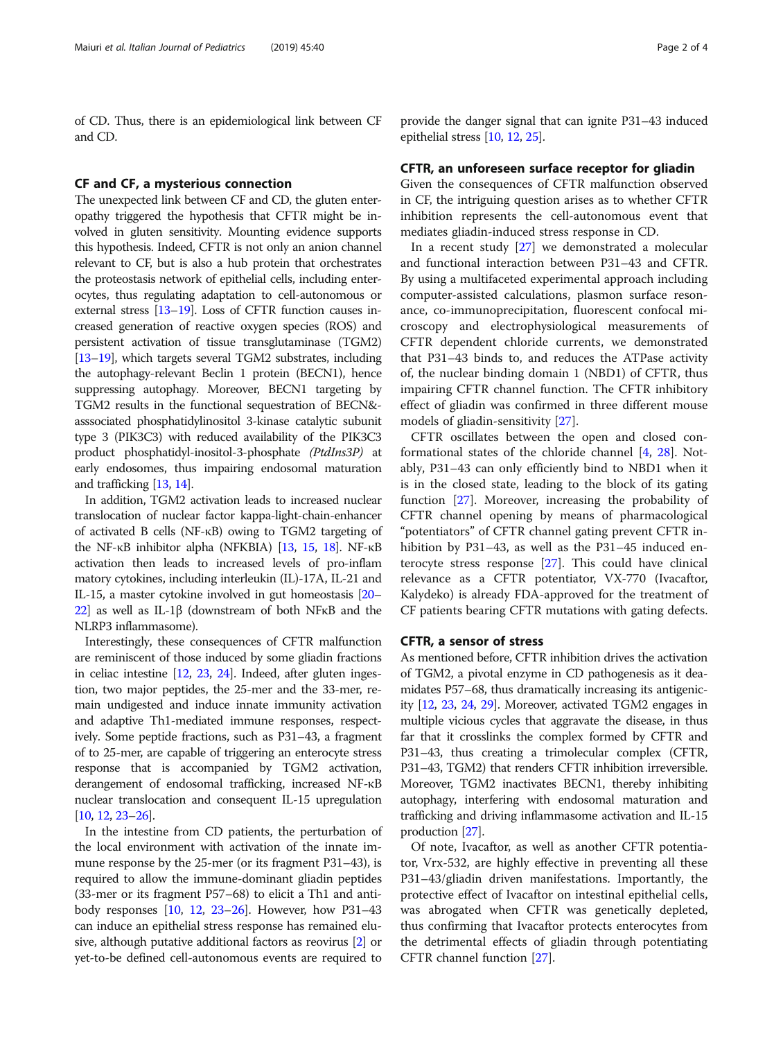of CD. Thus, there is an epidemiological link between CF and CD.

## CF and CF, a mysterious connection

The unexpected link between CF and CD, the gluten enteropathy triggered the hypothesis that CFTR might be involved in gluten sensitivity. Mounting evidence supports this hypothesis. Indeed, CFTR is not only an anion channel relevant to CF, but is also a hub protein that orchestrates the proteostasis network of epithelial cells, including enterocytes, thus regulating adaptation to cell-autonomous or external stress [13–19]. Loss of CFTR function causes increased generation of reactive oxygen species (ROS) and persistent activation of tissue transglutaminase (TGM2) [13–19], which targets several TGM2 substrates, including the autophagy-relevant Beclin 1 protein (BECN1), hence suppressing autophagy. Moreover, BECN1 targeting by TGM2 results in the functional sequestration of BECN&-asssociated phosphatidylinositol 3-kinase catalytic subunit type 3 (PIK3C3) with reduced availability of the PIK3C3 product phosphatidyl-inositol-3-phosphate *(PtdIns3P)* at early endosomes, thus impairing endosomal maturation and trafficking [13, 14].

In addition, TGM2 activation leads to increased nuclear translocation of nuclear factor kappa-light-chain-enhancer of activated B cells (NF-κB) owing to TGM2 targeting of the NF-κB inhibitor alpha (NFKBIA) [13, 15, 18]. NF-κB activation then leads to increased levels of pro-inflammatory cytokines, including interleukin (IL)-17A, IL-21 and IL-15, a master cytokine involved in gut homeostasis [20–22] as well as IL-1β (downstream of both NFκB and the NLRP3 inflammasome).

Interestingly, these consequences of CFTR malfunction are reminiscent of those induced by some gliadin fractions in celiac intestine [12, 23, 24]. Indeed, after gluten ingestion, two major peptides, the 25-mer and the 33-mer, remain undigested and induce innate immunity activation and adaptive Th1-mediated immune responses, respectively. Some peptide fractions, such as P31–43, a fragment of to 25-mer, are capable of triggering an enterocyte stress response that is accompanied by TGM2 activation, derangement of endosomal trafficking, increased NF-κB nuclear translocation and consequent IL-15 upregulation [10, 12, 23–26].

In the intestine from CD patients, the perturbation of the local environment with activation of the innate immune response by the 25-mer (or its fragment P31–43), is required to allow the immune-dominant gliadin peptides (33-mer or its fragment P57–68) to elicit a Th1 and antibody responses [10, 12, 23–26]. However, how P31–43 can induce an epithelial stress response has remained elusive, although putative additional factors as reovirus [2] or yet-to-be defined cell-autonomous events are required to provide the danger signal that can ignite P31–43 induced epithelial stress [10, 12, 25].

## CFTR, an unforeseen surface receptor for gliadin

Given the consequences of CFTR malfunction observed in CF, the intriguing question arises as to whether CFTR inhibition represents the cell-autonomous event that mediates gliadin-induced stress response in CD.

In a recent study [27] we demonstrated a molecular and functional interaction between P31–43 and CFTR. By using a multifaceted experimental approach including computer-assisted calculations, plasmon surface resonance, co-immunoprecipitation, fluorescent confocal microscopy and electrophysiological measurements of CFTR dependent chloride currents, we demonstrated that P31–43 binds to, and reduces the ATPase activity of, the nuclear binding domain 1 (NBD1) of CFTR, thus impairing CFTR channel function. The CFTR inhibitory effect of gliadin was confirmed in three different mouse models of gliadin-sensitivity [27].

CFTR oscillates between the open and closed conformational states of the chloride channel [4, 28]. Notably, P31–43 can only efficiently bind to NBD1 when it is in the closed state, leading to the block of its gating function [27]. Moreover, increasing the probability of CFTR channel opening by means of pharmacological "potentiators" of CFTR channel gating prevent CFTR inhibition by P31–43, as well as the P31–45 induced enterocyte stress response [27]. This could have clinical relevance as a CFTR potentiator, VX-770 (Ivacaftor, Kalydeko) is already FDA-approved for the treatment of CF patients bearing CFTR mutations with gating defects.

## CFTR, a sensor of stress

As mentioned before, CFTR inhibition drives the activation of TGM2, a pivotal enzyme in CD pathogenesis as it deamidates P57–68, thus dramatically increasing its antigenicity [12, 23, 24, 29]. Moreover, activated TGM2 engages in multiple vicious cycles that aggravate the disease, in thus far that it crosslinks the complex formed by CFTR and P31–43, thus creating a trimolecular complex (CFTR, P31–43, TGM2) that renders CFTR inhibition irreversible. Moreover, TGM2 inactivates BECN1, thereby inhibiting autophagy, interfering with endosomal maturation and trafficking and driving inflammasome activation and IL-15 production [27].

Of note, Ivacaftor, as well as another CFTR potentiator, Vrx-532, are highly effective in preventing all these P31–43/gliadin driven manifestations. Importantly, the protective effect of Ivacaftor on intestinal epithelial cells, was abrogated when CFTR was genetically depleted, thus confirming that Ivacaftor protects enterocytes from the detrimental effects of gliadin through potentiating CFTR channel function [27].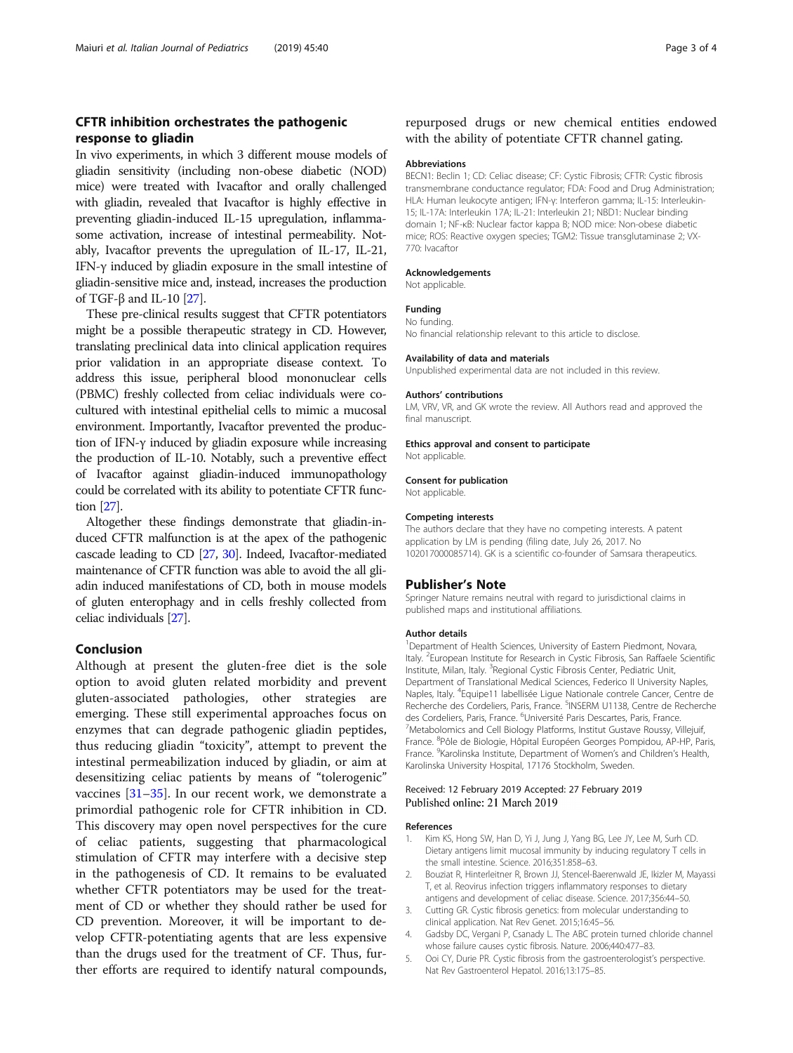## CFTR inhibition orchestrates the pathogenic response to gliadin

In vivo experiments, in which 3 different mouse models of gliadin sensitivity (including non-obese diabetic (NOD) mice) were treated with Ivacaftor and orally challenged with gliadin, revealed that Ivacaftor is highly effective in preventing gliadin-induced IL-15 upregulation, inflammasome activation, increase of intestinal permeability. Notably, Ivacaftor prevents the upregulation of IL-17, IL-21, IFN-γ induced by gliadin exposure in the small intestine of gliadin-sensitive mice and, instead, increases the production of TGF-β and IL-10 [27].

These pre-clinical results suggest that CFTR potentiators might be a possible therapeutic strategy in CD. However, translating preclinical data into clinical application requires prior validation in an appropriate disease context. To address this issue, peripheral blood mononuclear cells (PBMC) freshly collected from celiac individuals were co-cultured with intestinal epithelial cells to mimic a mucosal environment. Importantly, Ivacaftor prevented the production of IFN-γ induced by gliadin exposure while increasing the production of IL-10. Notably, such a preventive effect of Ivacaftor against gliadin-induced immunopathology could be correlated with its ability to potentiate CFTR function [27].

Altogether these findings demonstrate that gliadin-induced CFTR malfunction is at the apex of the pathogenic cascade leading to CD [27, 30]. Indeed, Ivacaftor-mediated maintenance of CFTR function was able to avoid the all gliadin induced manifestations of CD, both in mouse models of gluten enterophagy and in cells freshly collected from celiac individuals [27].

## Conclusion

Although at present the gluten-free diet is the sole option to avoid gluten related morbidity and prevent gluten-associated pathologies, other strategies are emerging. These still experimental approaches focus on enzymes that can degrade pathogenic gliadin peptides, thus reducing gliadin "toxicity", attempt to prevent the intestinal permeabilization induced by gliadin, or aim at desensitizing celiac patients by means of "tolerogenic" vaccines [31–35]. In our recent work, we demonstrate a primordial pathogenic role for CFTR inhibition in CD. This discovery may open novel perspectives for the cure of celiac patients, suggesting that pharmacological stimulation of CFTR may interfere with a decisive step in the pathogenesis of CD. It remains to be evaluated whether CFTR potentiators may be used for the treatment of CD or whether they should rather be used for CD prevention. Moreover, it will be important to develop CFTR-potentiating agents that are less expensive than the drugs used for the treatment of CF. Thus, further efforts are required to identify natural compounds, repurposed drugs or new chemical entities endowed with the ability of potentiate CFTR channel gating.

### Abbreviations

BECN1: Beclin 1; CD: Celiac disease; CF: Cystic Fibrosis; CFTR: Cystic fibrosis transmembrane conductance regulator; FDA: Food and Drug Administration; HLA: Human leukocyte antigen; IFN-γ: Interferon gamma; IL-15: Interleukin-15; IL-17A: Interleukin 17A; IL-21: Interleukin 21; NBD1: Nuclear binding domain 1; NF-κB: Nuclear factor kappa B; NOD mice: Non-obese diabetic mice; ROS: Reactive oxygen species; TGM2: Tissue transglutaminase 2; VX-770: Ivacaftor

### Acknowledgements

Not applicable.

### Funding

No funding.
No financial relationship relevant to this article to disclose.

### Availability of data and materials

Unpublished experimental data are not included in this review.

### Authors' contributions

LM, VRV, VR, and GK wrote the review. All Authors read and approved the final manuscript.

### Ethics approval and consent to participate

Not applicable.

### Consent for publication

Not applicable.

### Competing interests

The authors declare that they have no competing interests. A patent application by LM is pending (filing date, July 26, 2017. No 102017000085714). GK is a scientific co-founder of Samsara therapeutics.

## Publisher's Note

Springer Nature remains neutral with regard to jurisdictional claims in published maps and institutional affiliations.

### Author details

[1]Department of Health Sciences, University of Eastern Piedmont, Novara, Italy. [2]European Institute for Research in Cystic Fibrosis, San Raffaele Scientific Institute, Milan, Italy. [3]Regional Cystic Fibrosis Center, Pediatric Unit, Department of Translational Medical Sciences, Federico II University Naples, Naples, Italy. [4]Equipe11 labellisée Ligue Nationale contrele Cancer, Centre de Recherche des Cordeliers, Paris, France. [5]INSERM U1138, Centre de Recherche des Cordeliers, Paris, France. [6]Université Paris Descartes, Paris, France. [7]Metabolomics and Cell Biology Platforms, Institut Gustave Roussy, Villejuif, France. [8]Pôle de Biologie, Hôpital Européen Georges Pompidou, AP-HP, Paris, France. [9]Karolinska Institute, Department of Women's and Children's Health, Karolinska University Hospital, 17176 Stockholm, Sweden.

Received: 12 February 2019 Accepted: 27 February 2019
Published online: 21 March 2019

### References

1. Kim KS, Hong SW, Han D, Yi J, Jung J, Yang BG, Lee JY, Lee M, Surh CD. Dietary antigens limit mucosal immunity by inducing regulatory T cells in the small intestine. Science. 2016;351:858–63.
2. Bouziat R, Hinterleitner R, Brown JJ, Stencel-Baerenwald JE, Ikizler M, Mayassi T, et al. Reovirus infection triggers inflammatory responses to dietary antigens and development of celiac disease. Science. 2017;356:44–50.
3. Cutting GR. Cystic fibrosis genetics: from molecular understanding to clinical application. Nat Rev Genet. 2015;16:45–56.
4. Gadsby DC, Vergani P, Csanady L. The ABC protein turned chloride channel whose failure causes cystic fibrosis. Nature. 2006;440:477–83.
5. Ooi CY, Durie PR. Cystic fibrosis from the gastroenterologist's perspective. Nat Rev Gastroenterol Hepatol. 2016;13:175–85.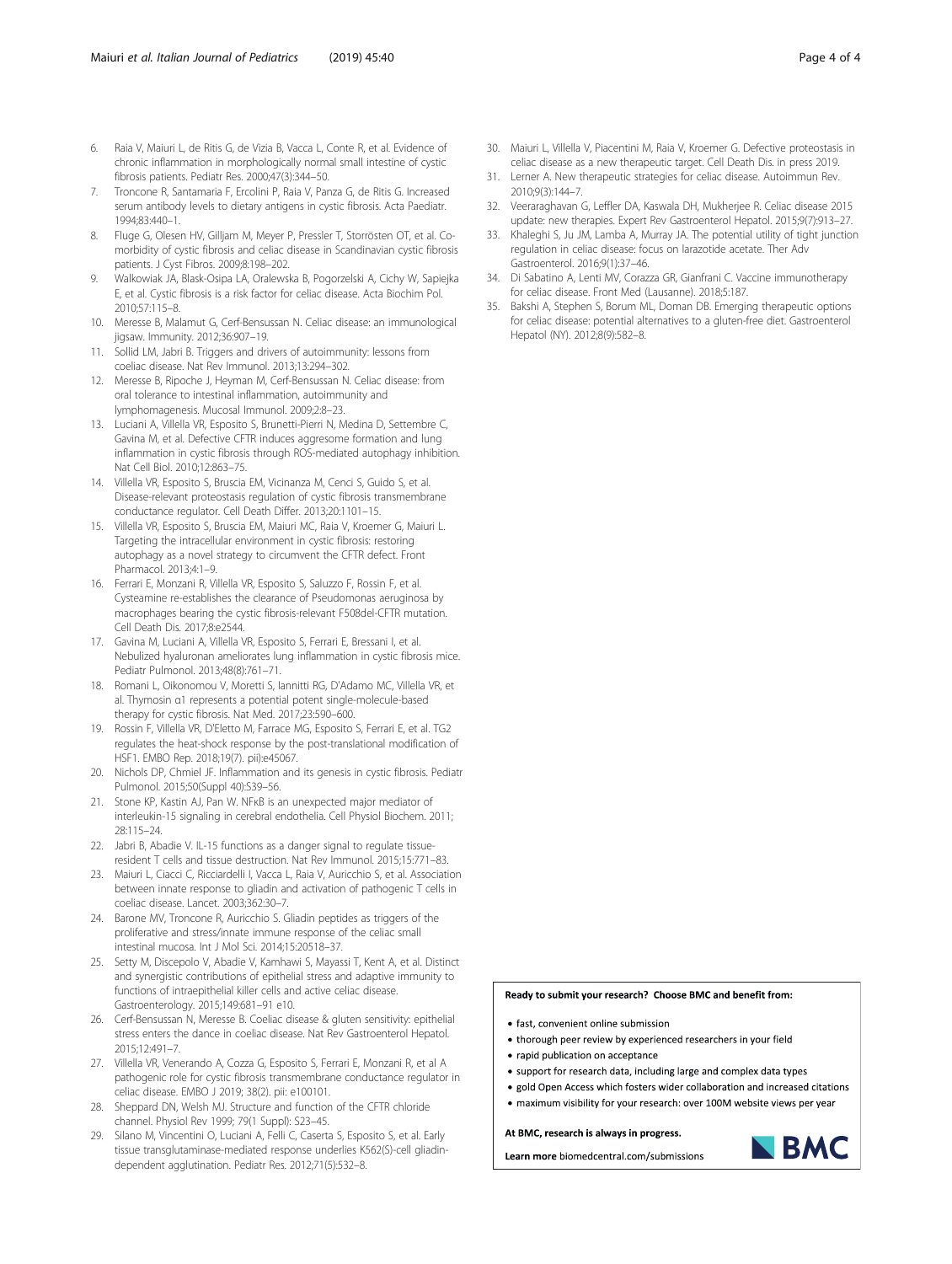6. Raia V, Maiuri L, de Ritis G, de Vizia B, Vacca L, Conte R, et al. Evidence of chronic inflammation in morphologically normal small intestine of cystic fibrosis patients. Pediatr Res. 2000;47(3):344–50.
7. Troncone R, Santamaria F, Ercolini P, Raia V, Panza G, de Ritis G. Increased serum antibody levels to dietary antigens in cystic fibrosis. Acta Paediatr. 1994;83:440–1.
8. Fluge G, Olesen HV, Gilljam M, Meyer P, Pressler T, Storrösten OT, et al. Co-morbidity of cystic fibrosis and celiac disease in Scandinavian cystic fibrosis patients. J Cyst Fibros. 2009;8:198–202.
9. Walkowiak JA, Blask-Osipa LA, Oralewska B, Pogorzelski A, Cichy W, Sapiejka E, et al. Cystic fibrosis is a risk factor for celiac disease. Acta Biochim Pol. 2010;57:115–8.
10. Meresse B, Malamut G, Cerf-Bensussan N. Celiac disease: an immunological jigsaw. Immunity. 2012;36:907–19.
11. Sollid LM, Jabri B. Triggers and drivers of autoimmunity: lessons from coeliac disease. Nat Rev Immunol. 2013;13:294–302.
12. Meresse B, Ripoche J, Heyman M, Cerf-Bensussan N. Celiac disease: from oral tolerance to intestinal inflammation, autoimmunity and lymphomagenesis. Mucosal Immunol. 2009;2:8–23.
13. Luciani A, Villella VR, Esposito S, Brunetti-Pierri N, Medina D, Settembre C, Gavina M, et al. Defective CFTR induces aggresome formation and lung inflammation in cystic fibrosis through ROS-mediated autophagy inhibition. Nat Cell Biol. 2010;12:863–75.
14. Villella VR, Esposito S, Bruscia EM, Vicinanza M, Cenci S, Guido S, et al. Disease-relevant proteostasis regulation of cystic fibrosis transmembrane conductance regulator. Cell Death Differ. 2013;20:1101–15.
15. Villella VR, Esposito S, Bruscia EM, Maiuri MC, Raia V, Kroemer G, Maiuri L. Targeting the intracellular environment in cystic fibrosis: restoring autophagy as a novel strategy to circumvent the CFTR defect. Front Pharmacol. 2013;4:1–9.
16. Ferrari E, Monzani R, Villella VR, Esposito S, Saluzzo F, Rossin F, et al. Cysteamine re-establishes the clearance of Pseudomonas aeruginosa by macrophages bearing the cystic fibrosis-relevant F508del-CFTR mutation. Cell Death Dis. 2017;8:e2544.
17. Gavina M, Luciani A, Villella VR, Esposito S, Ferrari E, Bressani I, et al. Nebulized hyaluronan ameliorates lung inflammation in cystic fibrosis mice. Pediatr Pulmonol. 2013;48(8):761–71.
18. Romani L, Oikonomou V, Moretti S, Iannitti RG, D'Adamo MC, Villella VR, et al. Thymosin α1 represents a potential potent single-molecule-based therapy for cystic fibrosis. Nat Med. 2017;23:590–600.
19. Rossin F, Villella VR, D'Eletto M, Farrace MG, Esposito S, Ferrari E, et al. TG2 regulates the heat-shock response by the post-translational modification of HSF1. EMBO Rep. 2018;19(7). pii:e45067.
20. Nichols DP, Chmiel JF. Inflammation and its genesis in cystic fibrosis. Pediatr Pulmonol. 2015;50(Suppl 40):S39–56.
21. Stone KP, Kastin AJ, Pan W. NFκB is an unexpected major mediator of interleukin-15 signaling in cerebral endothelia. Cell Physiol Biochem. 2011; 28:115–24.
22. Jabri B, Abadie V. IL-15 functions as a danger signal to regulate tissue-resident T cells and tissue destruction. Nat Rev Immunol. 2015;15:771–83.
23. Maiuri L, Ciacci C, Ricciardelli I, Vacca L, Raia V, Auricchio S, et al. Association between innate response to gliadin and activation of pathogenic T cells in coeliac disease. Lancet. 2003;362:30–7.
24. Barone MV, Troncone R, Auricchio S. Gliadin peptides as triggers of the proliferative and stress/innate immune response of the celiac small intestinal mucosa. Int J Mol Sci. 2014;15:20518–37.
25. Setty M, Discepolo V, Abadie V, Kamhawi S, Mayassi T, Kent A, et al. Distinct and synergistic contributions of epithelial stress and adaptive immunity to functions of intraepithelial killer cells and active celiac disease. Gastroenterology. 2015;149:681–91 e10.
26. Cerf-Bensussan N, Meresse B. Coeliac disease & gluten sensitivity: epithelial stress enters the dance in coeliac disease. Nat Rev Gastroenterol Hepatol. 2015;12:491–7.
27. Villella VR, Venerando A, Cozza G, Esposito S, Ferrari E, Monzani R, et al A pathogenic role for cystic fibrosis transmembrane conductance regulator in celiac disease. EMBO J 2019; 38(2). pii: e100101.
28. Sheppard DN, Welsh MJ. Structure and function of the CFTR chloride channel. Physiol Rev 1999; 79(1 Suppl): S23–45.
29. Silano M, Vincentini O, Luciani A, Felli C, Caserta S, Esposito S, et al. Early tissue transglutaminase-mediated response underlies K562(S)-cell gliadin-dependent agglutination. Pediatr Res. 2012;71(5):532–8.
30. Maiuri L, Villella V, Piacentini M, Raia V, Kroemer G. Defective proteostasis in celiac disease as a new therapeutic target. Cell Death Dis. in press 2019.
31. Lerner A. New therapeutic strategies for celiac disease. Autoimmun Rev. 2010;9(3):144–7.
32. Veeraraghavan G, Leffler DA, Kaswala DH, Mukherjee R. Celiac disease 2015 update: new therapies. Expert Rev Gastroenterol Hepatol. 2015;9(7):913–27.
33. Khaleghi S, Ju JM, Lamba A, Murray JA. The potential utility of tight junction regulation in celiac disease: focus on larazotide acetate. Ther Adv Gastroenterol. 2016;9(1):37–46.
34. Di Sabatino A, Lenti MV, Corazza GR, Gianfrani C. Vaccine immunotherapy for celiac disease. Front Med (Lausanne). 2018;5:187.
35. Bakshi A, Stephen S, Borum ML, Doman DB. Emerging therapeutic options for celiac disease: potential alternatives to a gluten-free diet. Gastroenterol Hepatol (NY). 2012;8(9):582–8.

**Ready to submit your research? Choose BMC and benefit from:**

- fast, convenient online submission
- thorough peer review by experienced researchers in your field
- rapid publication on acceptance
- support for research data, including large and complex data types
- gold Open Access which fosters wider collaboration and increased citations
- maximum visibility for your research: over 100M website views per year

**At BMC, research is always in progress.**

**Learn more** biomedcentral.com/submissions

BMC